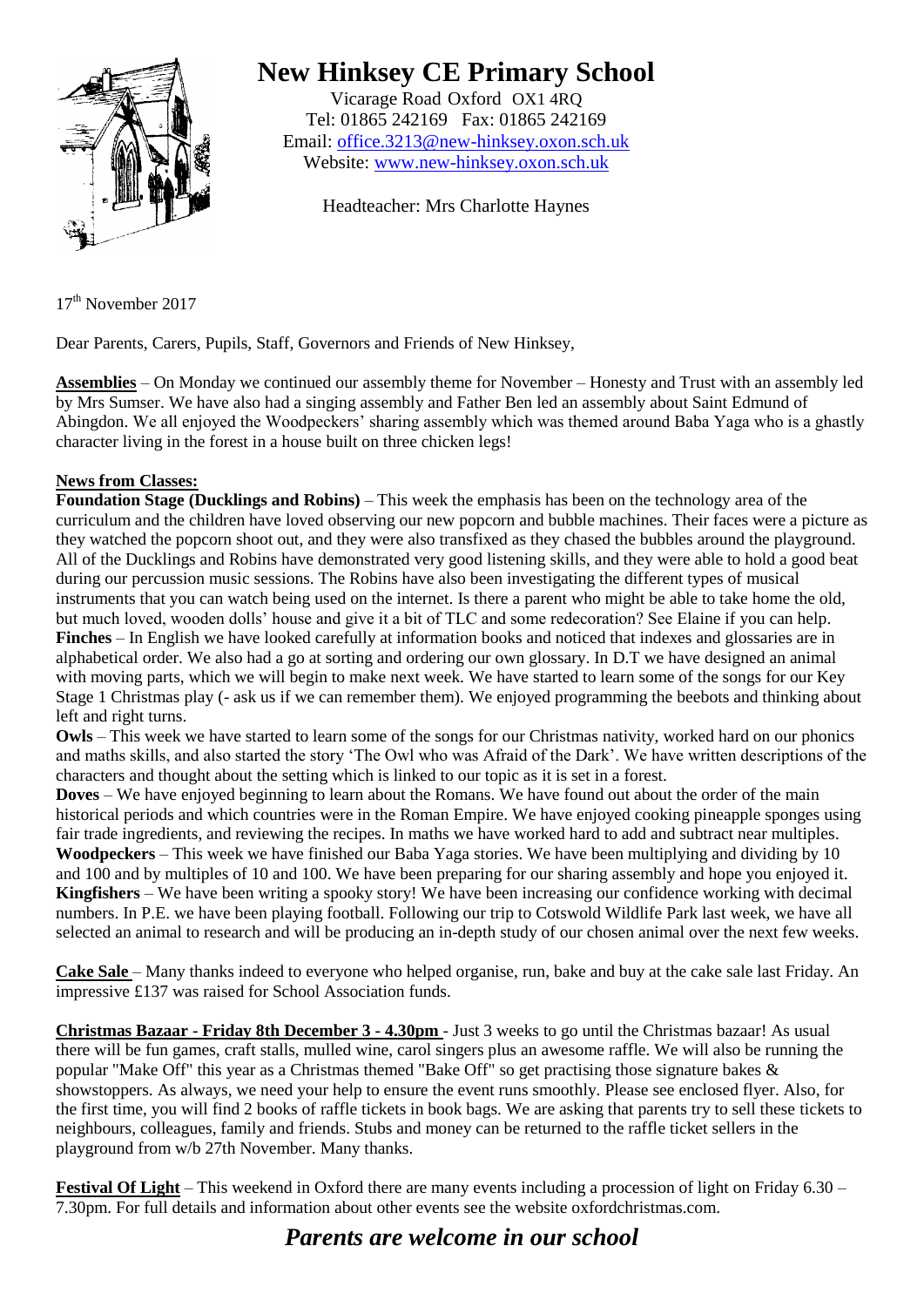# New Hinksey CE Primary School

Vicarage Road Oxford OX1 4RQ
Tel: 01865 242169 Fax: 01865 242169
Email: office.3213@new-hinksey.oxon.sch.uk
Website: www.new-hinksey.oxon.sch.uk

Headteacher: Mrs Charlotte Haynes

17th November 2017

Dear Parents, Carers, Pupils, Staff, Governors and Friends of New Hinksey,

**Assemblies** – On Monday we continued our assembly theme for November – Honesty and Trust with an assembly led by Mrs Sumser. We have also had a singing assembly and Father Ben led an assembly about Saint Edmund of Abingdon. We all enjoyed the Woodpeckers' sharing assembly which was themed around Baba Yaga who is a ghastly character living in the forest in a house built on three chicken legs!

**News from Classes:**

**Foundation Stage (Ducklings and Robins)** – This week the emphasis has been on the technology area of the curriculum and the children have loved observing our new popcorn and bubble machines. Their faces were a picture as they watched the popcorn shoot out, and they were also transfixed as they chased the bubbles around the playground. All of the Ducklings and Robins have demonstrated very good listening skills, and they were able to hold a good beat during our percussion music sessions. The Robins have also been investigating the different types of musical instruments that you can watch being used on the internet. Is there a parent who might be able to take home the old, but much loved, wooden dolls' house and give it a bit of TLC and some redecoration? See Elaine if you can help.

**Finches** – In English we have looked carefully at information books and noticed that indexes and glossaries are in alphabetical order. We also had a go at sorting and ordering our own glossary. In D.T we have designed an animal with moving parts, which we will begin to make next week. We have started to learn some of the songs for our Key Stage 1 Christmas play (- ask us if we can remember them). We enjoyed programming the beebots and thinking about left and right turns.

**Owls** – This week we have started to learn some of the songs for our Christmas nativity, worked hard on our phonics and maths skills, and also started the story 'The Owl who was Afraid of the Dark'. We have written descriptions of the characters and thought about the setting which is linked to our topic as it is set in a forest.

**Doves** – We have enjoyed beginning to learn about the Romans. We have found out about the order of the main historical periods and which countries were in the Roman Empire. We have enjoyed cooking pineapple sponges using fair trade ingredients, and reviewing the recipes. In maths we have worked hard to add and subtract near multiples.

**Woodpeckers** – This week we have finished our Baba Yaga stories. We have been multiplying and dividing by 10 and 100 and by multiples of 10 and 100. We have been preparing for our sharing assembly and hope you enjoyed it.

**Kingfishers** – We have been writing a spooky story! We have been increasing our confidence working with decimal numbers. In P.E. we have been playing football. Following our trip to Cotswold Wildlife Park last week, we have all selected an animal to research and will be producing an in-depth study of our chosen animal over the next few weeks.

**Cake Sale** – Many thanks indeed to everyone who helped organise, run, bake and buy at the cake sale last Friday. An impressive £137 was raised for School Association funds.

**Christmas Bazaar - Friday 8th December 3 - 4.30pm** - Just 3 weeks to go until the Christmas bazaar! As usual there will be fun games, craft stalls, mulled wine, carol singers plus an awesome raffle. We will also be running the popular "Make Off" this year as a Christmas themed "Bake Off" so get practising those signature bakes & showstoppers. As always, we need your help to ensure the event runs smoothly. Please see enclosed flyer. Also, for the first time, you will find 2 books of raffle tickets in book bags. We are asking that parents try to sell these tickets to neighbours, colleagues, family and friends. Stubs and money can be returned to the raffle ticket sellers in the playground from w/b 27th November. Many thanks.

**Festival Of Light** – This weekend in Oxford there are many events including a procession of light on Friday 6.30 – 7.30pm. For full details and information about other events see the website oxfordchristmas.com.

***Parents are welcome in our school***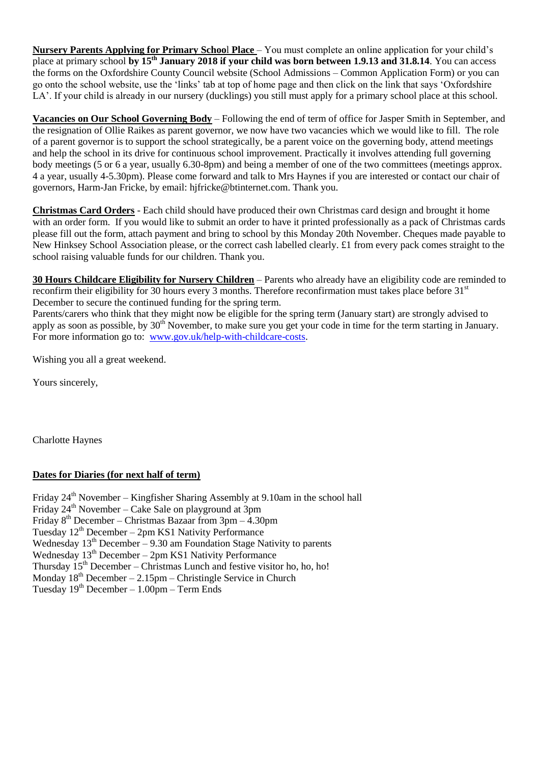**Nursery Parents Applying for Primary School Place** – You must complete an online application for your child's place at primary school **by 15th January 2018 if your child was born between 1.9.13 and 31.8.14**. You can access the forms on the Oxfordshire County Council website (School Admissions – Common Application Form) or you can go onto the school website, use the 'links' tab at top of home page and then click on the link that says 'Oxfordshire LA'. If your child is already in our nursery (ducklings) you still must apply for a primary school place at this school.

**Vacancies on Our School Governing Body** – Following the end of term of office for Jasper Smith in September, and the resignation of Ollie Raikes as parent governor, we now have two vacancies which we would like to fill. The role of a parent governor is to support the school strategically, be a parent voice on the governing body, attend meetings and help the school in its drive for continuous school improvement. Practically it involves attending full governing body meetings (5 or 6 a year, usually 6.30-8pm) and being a member of one of the two committees (meetings approx. 4 a year, usually 4-5.30pm). Please come forward and talk to Mrs Haynes if you are interested or contact our chair of governors, Harm-Jan Fricke, by email: hjfricke@btinternet.com. Thank you.

**Christmas Card Orders** - Each child should have produced their own Christmas card design and brought it home with an order form. If you would like to submit an order to have it printed professionally as a pack of Christmas cards please fill out the form, attach payment and bring to school by this Monday 20th November. Cheques made payable to New Hinksey School Association please, or the correct cash labelled clearly. £1 from every pack comes straight to the school raising valuable funds for our children. Thank you.

**30 Hours Childcare Eligibility for Nursery Children** – Parents who already have an eligibility code are reminded to reconfirm their eligibility for 30 hours every 3 months. Therefore reconfirmation must takes place before 31st December to secure the continued funding for the spring term.
Parents/carers who think that they might now be eligible for the spring term (January start) are strongly advised to apply as soon as possible, by 30th November, to make sure you get your code in time for the term starting in January. For more information go to: www.gov.uk/help-with-childcare-costs.

Wishing you all a great weekend.

Yours sincerely,

Charlotte Haynes

**Dates for Diaries (for next half of term)**

Friday 24th November – Kingfisher Sharing Assembly at 9.10am in the school hall
Friday 24th November – Cake Sale on playground at 3pm
Friday 8th December – Christmas Bazaar from 3pm – 4.30pm
Tuesday 12th December – 2pm KS1 Nativity Performance
Wednesday 13th December – 9.30 am Foundation Stage Nativity to parents
Wednesday 13th December – 2pm KS1 Nativity Performance
Thursday 15th December – Christmas Lunch and festive visitor ho, ho, ho!
Monday 18th December – 2.15pm – Christingle Service in Church
Tuesday 19th December – 1.00pm – Term Ends